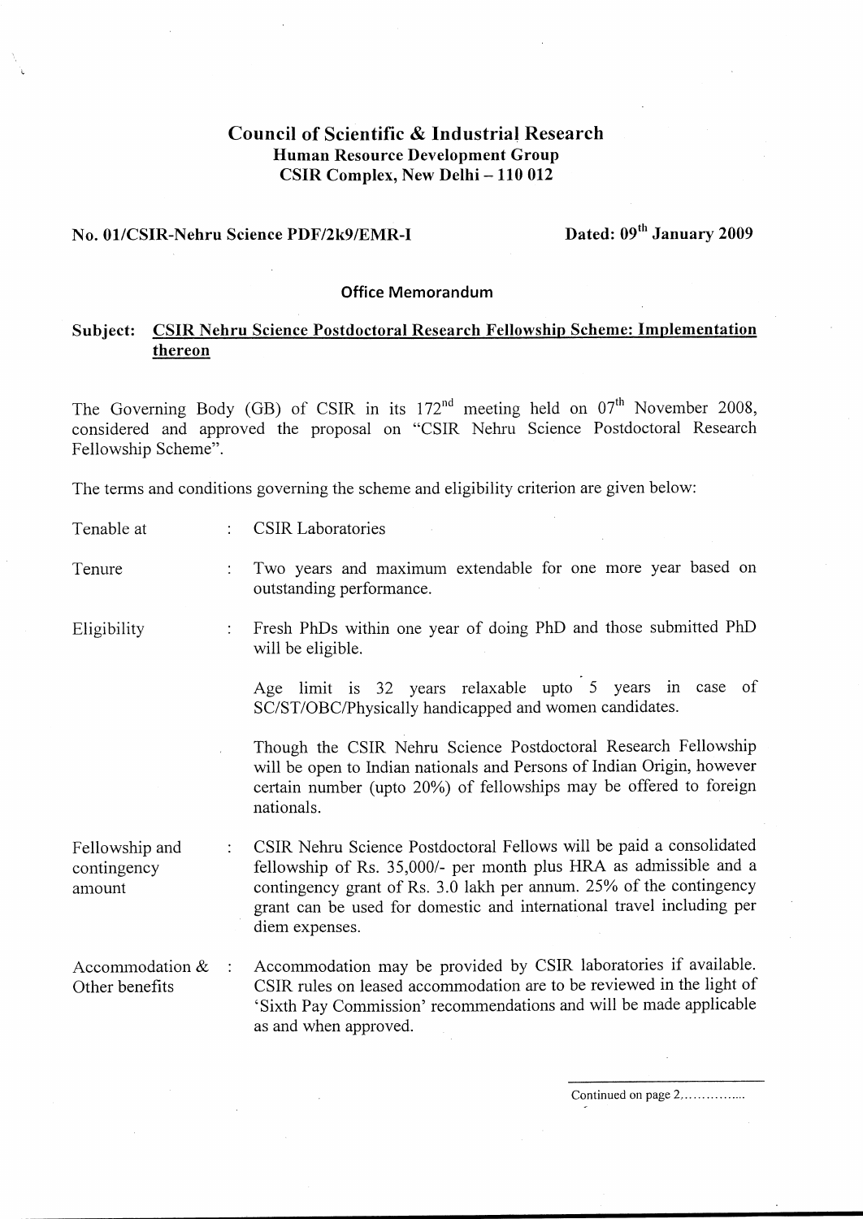# Council of Scientific & Industrial Research

## Human Resource Development Group

## CSIR Complex, New Delhi – 110 012

**No. 01/CSIR-Nehru Science PDF/2k9/EMR-I** **Dated: 09th January 2009**

### Office Memorandum

**Subject: CSIR Nehru Science Postdoctoral Research Fellowship Scheme: Implementation thereon**

The Governing Body (GB) of CSIR in its 172nd meeting held on 07th November 2008, considered and approved the proposal on "CSIR Nehru Science Postdoctoral Research Fellowship Scheme".

The terms and conditions governing the scheme and eligibility criterion are given below:

| | | |
|---|---|---|
| Tenable at | : | CSIR Laboratories |
| Tenure | : | Two years and maximum extendable for one more year based on outstanding performance. |
| Eligibility | : | Fresh PhDs within one year of doing PhD and those submitted PhD will be eligible.<br><br>Age limit is 32 years relaxable upto 5 years in case of SC/ST/OBC/Physically handicapped and women candidates.<br><br>Though the CSIR Nehru Science Postdoctoral Research Fellowship will be open to Indian nationals and Persons of Indian Origin, however certain number (upto 20%) of fellowships may be offered to foreign nationals. |
| Fellowship and contingency amount | : | CSIR Nehru Science Postdoctoral Fellows will be paid a consolidated fellowship of Rs. 35,000/- per month plus HRA as admissible and a contingency grant of Rs. 3.0 lakh per annum. 25% of the contingency grant can be used for domestic and international travel including per diem expenses. |
| Accommodation & Other benefits | : | Accommodation may be provided by CSIR laboratories if available. CSIR rules on leased accommodation are to be reviewed in the light of 'Sixth Pay Commission' recommendations and will be made applicable as and when approved. |

Continued on page 2,...............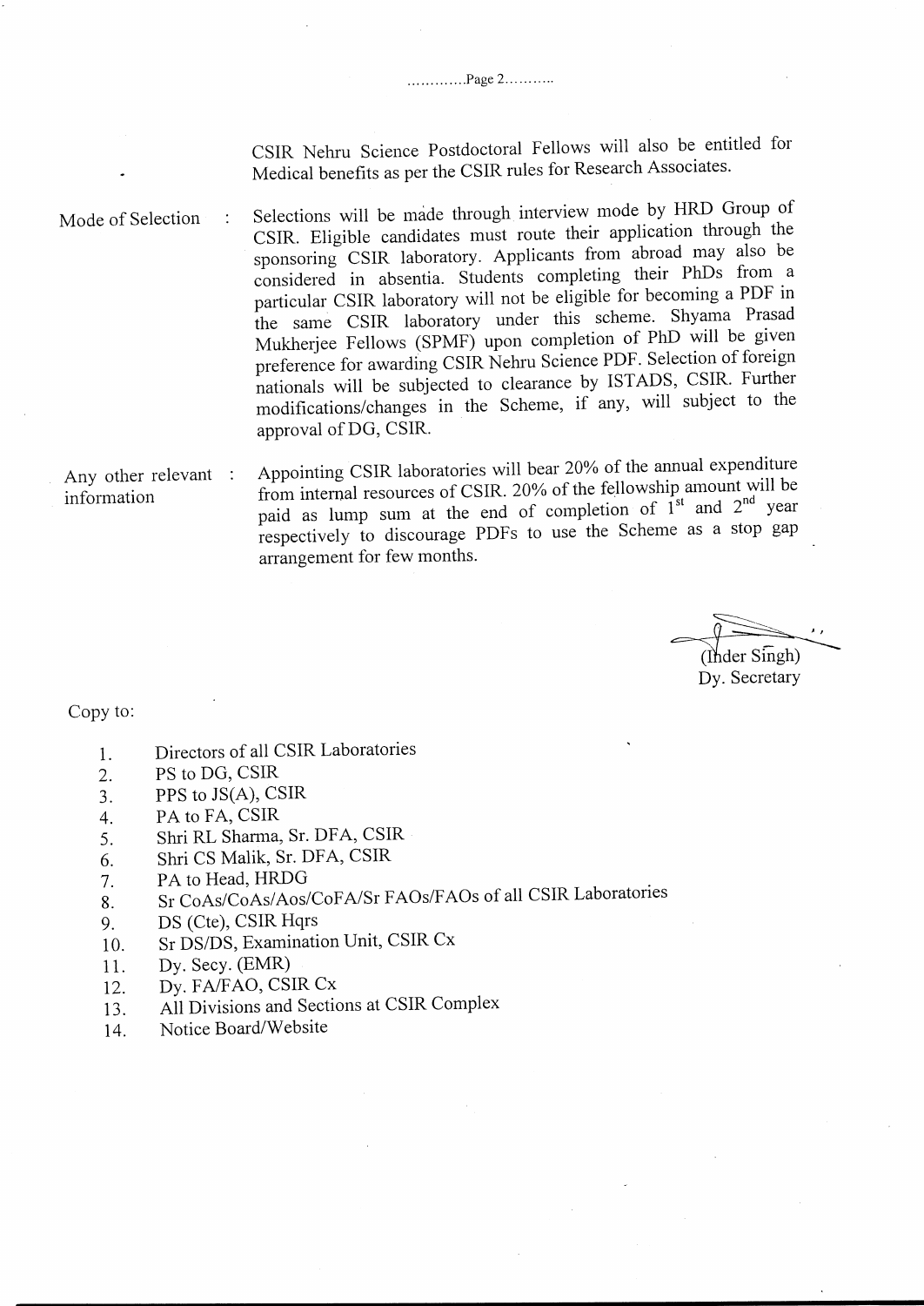CSIR Nehru Science Postdoctoral Fellows will also be entitled for Medical benefits as per the CSIR rules for Research Associates.

Mode of Selection : Selections will be made through interview mode by HRD Group of CSIR. Eligible candidates must route their application through the sponsoring CSIR laboratory. Applicants from abroad may also be considered in absentia. Students completing their PhDs from a particular CSIR laboratory will not be eligible for becoming a PDF in the same CSIR laboratory under this scheme. Shyama Prasad Mukherjee Fellows (SPMF) upon completion of PhD will be given preference for awarding CSIR Nehru Science PDF. Selection of foreign nationals will be subjected to clearance by ISTADS, CSIR. Further modifications/changes in the Scheme, if any, will subject to the approval of DG, CSIR.

Any other relevant information : Appointing CSIR laboratories will bear 20% of the annual expenditure from internal resources of CSIR. 20% of the fellowship amount will be paid as lump sum at the end of completion of 1st and 2nd year respectively to discourage PDFs to use the Scheme as a stop gap arrangement for few months.

(Inder Singh)
Dy. Secretary

Copy to:

1. Directors of all CSIR Laboratories
2. PS to DG, CSIR
3. PPS to JS(A), CSIR
4. PA to FA, CSIR
5. Shri RL Sharma, Sr. DFA, CSIR
6. Shri CS Malik, Sr. DFA, CSIR
7. PA to Head, HRDG
8. Sr CoAs/CoAs/Aos/CoFA/Sr FAOs/FAOs of all CSIR Laboratories
9. DS (Cte), CSIR Hqrs
10. Sr DS/DS, Examination Unit, CSIR Cx
11. Dy. Secy. (EMR)
12. Dy. FA/FAO, CSIR Cx
13. All Divisions and Sections at CSIR Complex
14. Notice Board/Website